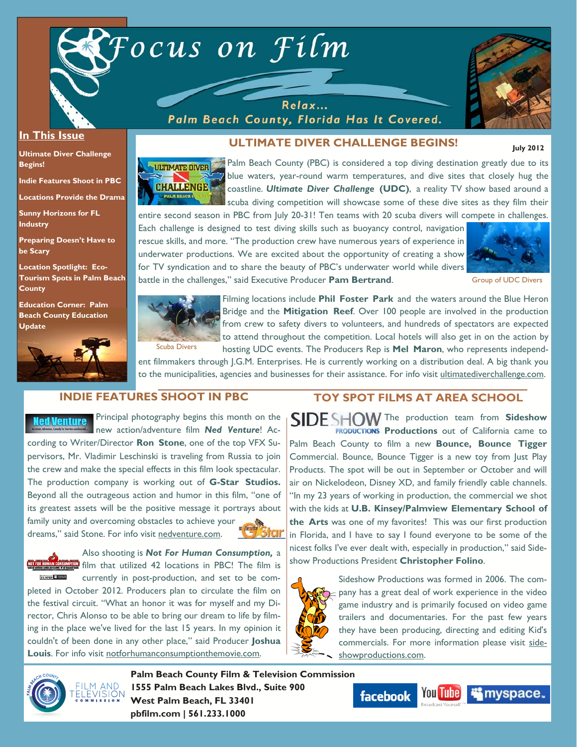# Focus on Film

Relax...
Palm Beach County, Florida Has It Covered.

## In This Issue

- Ultimate Diver Challenge Begins!
- Indie Features Shoot in PBC
- Locations Provide the Drama
- Sunny Horizons for FL Industry
- Preparing Doesn't Have to be Scary
- Location Spotlight: Eco-Tourism Spots in Palm Beach County
- Education Corner: Palm Beach County Education Update

July 2012

## ULTIMATE DIVER CHALLENGE BEGINS!

Palm Beach County (PBC) is considered a top diving destination greatly due to its blue waters, year-round warm temperatures, and dive sites that closely hug the coastline. ***Ultimate Diver Challenge* (UDC)**, a reality TV show based around a scuba diving competition will showcase some of these dive sites as they film their entire second season in PBC from July 20-31! Ten teams with 20 scuba divers will compete in challenges. Each challenge is designed to test diving skills such as buoyancy control, navigation rescue skills, and more. "The production crew have numerous years of experience in underwater productions. We are excited about the opportunity of creating a show for TV syndication and to share the beauty of PBC's underwater world while divers battle in the challenges," said Executive Producer **Pam Bertrand**.

Group of UDC Divers

Filming locations include **Phil Foster Park** and the waters around the Blue Heron Bridge and the **Mitigation Reef**. Over 100 people are involved in the production from crew to safety divers to volunteers, and hundreds of spectators are expected to attend throughout the competition. Local hotels will also get in on the action by hosting UDC events. The Producers Rep is **Mel Maron**, who represents independent filmmakers through J.G.M. Enterprises. He is currently working on a distribution deal. A big thank you to the municipalities, agencies and businesses for their assistance. For info visit ultimatediverchallenge.com.

Scuba Divers

## INDIE FEATURES SHOOT IN PBC

Principal photography begins this month on the new action/adventure film ***Ned Venture***! According to Writer/Director **Ron Stone**, one of the top VFX Supervisors, Mr. Vladimir Leschinski is traveling from Russia to join the crew and make the special effects in this film look spectacular. The production company is working out of **G-Star Studios.** Beyond all the outrageous action and humor in this film, "one of its greatest assets will be the positive message it portrays about family unity and overcoming obstacles to achieve your dreams," said Stone. For info visit nedventure.com.

Also shooting is ***Not For Human Consumption,*** a film that utilized 42 locations in PBC! The film is currently in post-production, and set to be completed in October 2012. Producers plan to circulate the film on the festival circuit. "What an honor it was for myself and my Director, Chris Alonso to be able to bring our dream to life by filming in the place we've lived for the last 15 years. In my opinion it couldn't of been done in any other place," said Producer **Joshua Louis**. For info visit notforhumanconsumptionthemovie.com.

## TOY SPOT FILMS AT AREA SCHOOL

The production team from **Sideshow Productions** out of California came to Palm Beach County to film a new **Bounce, Bounce Tigger** Commercial. Bounce, Bounce Tigger is a new toy from Just Play Products. The spot will be out in September or October and will air on Nickelodeon, Disney XD, and family friendly cable channels. "In my 23 years of working in production, the commercial we shot with the kids at **U.B. Kinsey/Palmview Elementary School of the Arts** was one of my favorites! This was our first production in Florida, and I have to say I found everyone to be some of the nicest folks I've ever dealt with, especially in production," said Sideshow Productions President **Christopher Folino**.

Sideshow Productions was formed in 2006. The company has a great deal of work experience in the video game industry and is primarily focused on video game trailers and documentaries. For the past few years they have been producing, directing and editing Kid's commercials. For more information please visit sideshowproductions.com.

**Palm Beach County Film & Television Commission**
**1555 Palm Beach Lakes Blvd., Suite 900**
**West Palm Beach, FL 33401**
**pbfilm.com | 561.233.1000**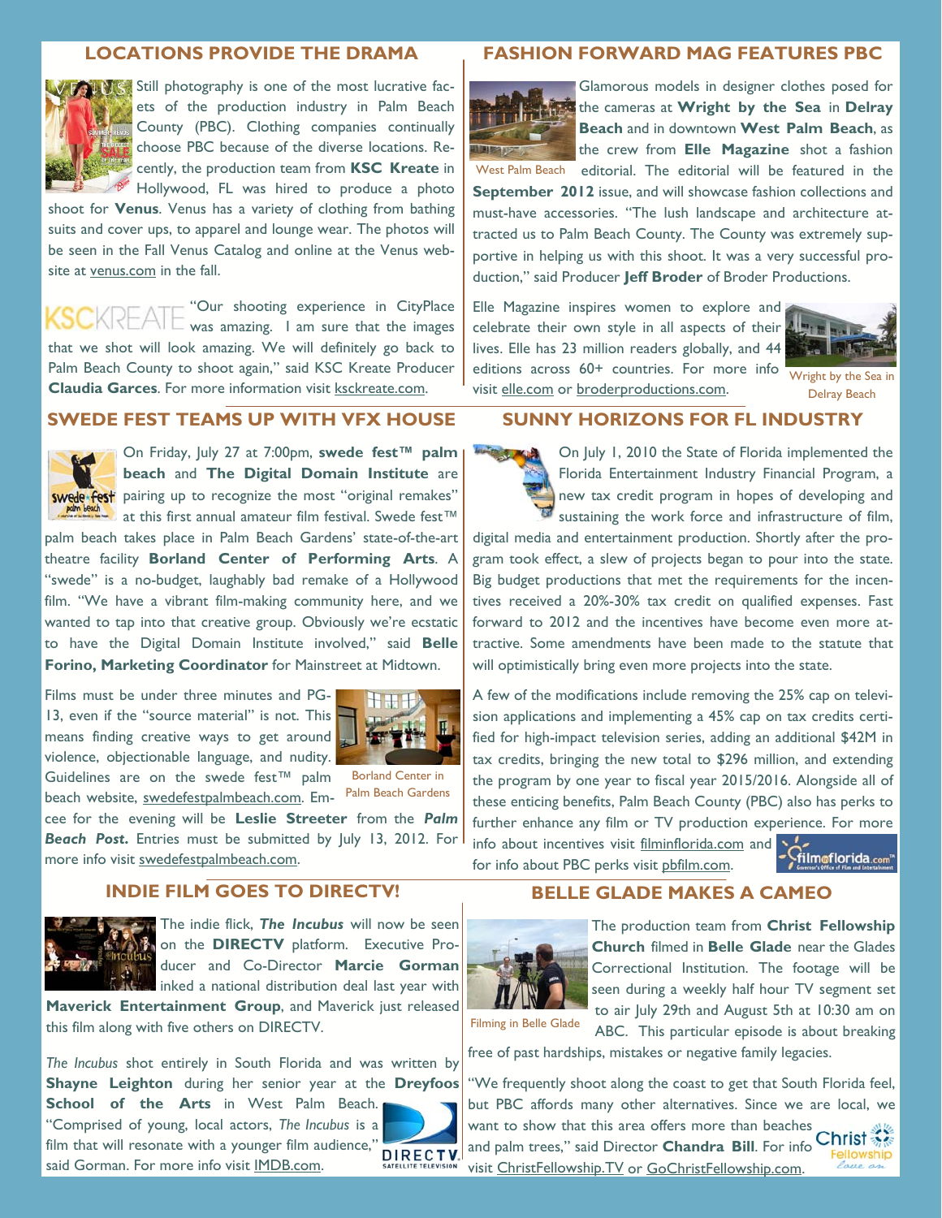## LOCATIONS PROVIDE THE DRAMA

Still photography is one of the most lucrative facets of the production industry in Palm Beach County (PBC). Clothing companies continually choose PBC because of the diverse locations. Recently, the production team from **KSC Kreate** in Hollywood, FL was hired to produce a photo shoot for **Venus**. Venus has a variety of clothing from bathing suits and cover ups, to apparel and lounge wear. The photos will be seen in the Fall Venus Catalog and online at the Venus website at venus.com in the fall.

"Our shooting experience in CityPlace was amazing. I am sure that the images that we shot will look amazing. We will definitely go back to Palm Beach County to shoot again," said KSC Kreate Producer **Claudia Garces**. For more information visit ksckreate.com.

## FASHION FORWARD MAG FEATURES PBC

West Palm Beach

Glamorous models in designer clothes posed for the cameras at **Wright by the Sea** in **Delray Beach** and in downtown **West Palm Beach**, as the crew from **Elle Magazine** shot a fashion editorial. The editorial will be featured in the **September 2012** issue, and will showcase fashion collections and must-have accessories. "The lush landscape and architecture attracted us to Palm Beach County. The County was extremely supportive in helping us with this shoot. It was a very successful production," said Producer **Jeff Broder** of Broder Productions.

Elle Magazine inspires women to explore and celebrate their own style in all aspects of their lives. Elle has 23 million readers globally, and 44 editions across 60+ countries. For more info visit elle.com or broderproductions.com.

Wright by the Sea in Delray Beach

## SWEDE FEST TEAMS UP WITH VFX HOUSE

On Friday, July 27 at 7:00pm, **swede fest™ palm beach** and **The Digital Domain Institute** are pairing up to recognize the most "original remakes" at this first annual amateur film festival. Swede fest™ palm beach takes place in Palm Beach Gardens' state-of-the-art theatre facility **Borland Center of Performing Arts**. A "swede" is a no-budget, laughably bad remake of a Hollywood film. "We have a vibrant film-making community here, and we wanted to tap into that creative group. Obviously we're ecstatic to have the Digital Domain Institute involved," said **Belle Forino, Marketing Coordinator** for Mainstreet at Midtown.

Films must be under three minutes and PG-13, even if the "source material" is not. This means finding creative ways to get around violence, objectionable language, and nudity. Guidelines are on the swede fest™ palm beach website, swedefestpalmbeach.com. Emcee for the evening will be **Leslie Streeter** from the ***Palm Beach Post***. Entries must be submitted by July 13, 2012. For more info visit swedefestpalmbeach.com.

Borland Center in Palm Beach Gardens

## SUNNY HORIZONS FOR FL INDUSTRY

On July 1, 2010 the State of Florida implemented the Florida Entertainment Industry Financial Program, a new tax credit program in hopes of developing and sustaining the work force and infrastructure of film, digital media and entertainment production. Shortly after the program took effect, a slew of projects began to pour into the state. Big budget productions that met the requirements for the incentives received a 20%-30% tax credit on qualified expenses. Fast forward to 2012 and the incentives have become even more attractive. Some amendments have been made to the statute that will optimistically bring even more projects into the state.

A few of the modifications include removing the 25% cap on television applications and implementing a 45% cap on tax credits certified for high-impact television series, adding an additional $42M in tax credits, bringing the new total to $296 million, and extending the program by one year to fiscal year 2015/2016. Alongside all of these enticing benefits, Palm Beach County (PBC) also has perks to further enhance any film or TV production experience. For more info about incentives visit filminflorida.com and for info about PBC perks visit pbfilm.com.

## INDIE FILM GOES TO DIRECTV!

The indie flick, ***The Incubus*** will now be seen on the **DIRECTV** platform. Executive Producer and Co-Director **Marcie Gorman** inked a national distribution deal last year with **Maverick Entertainment Group**, and Maverick just released this film along with five others on DIRECTV.

*The Incubus* shot entirely in South Florida and was written by **Shayne Leighton** during her senior year at the **Dreyfoos School of the Arts** in West Palm Beach. "Comprised of young, local actors, *The Incubus* is a film that will resonate with a younger film audience," said Gorman. For more info visit IMDB.com.

## BELLE GLADE MAKES A CAMEO

The production team from **Christ Fellowship Church** filmed in **Belle Glade** near the Glades Correctional Institution. The footage will be seen during a weekly half hour TV segment set to air July 29th and August 5th at 10:30 am on ABC. This particular episode is about breaking free of past hardships, mistakes or negative family legacies.

Filming in Belle Glade

"We frequently shoot along the coast to get that South Florida feel, but PBC affords many other alternatives. Since we are local, we want to show that this area offers more than beaches and palm trees," said Director **Chandra Bill**. For info visit ChristFellowship.TV or GoChristFellowship.com.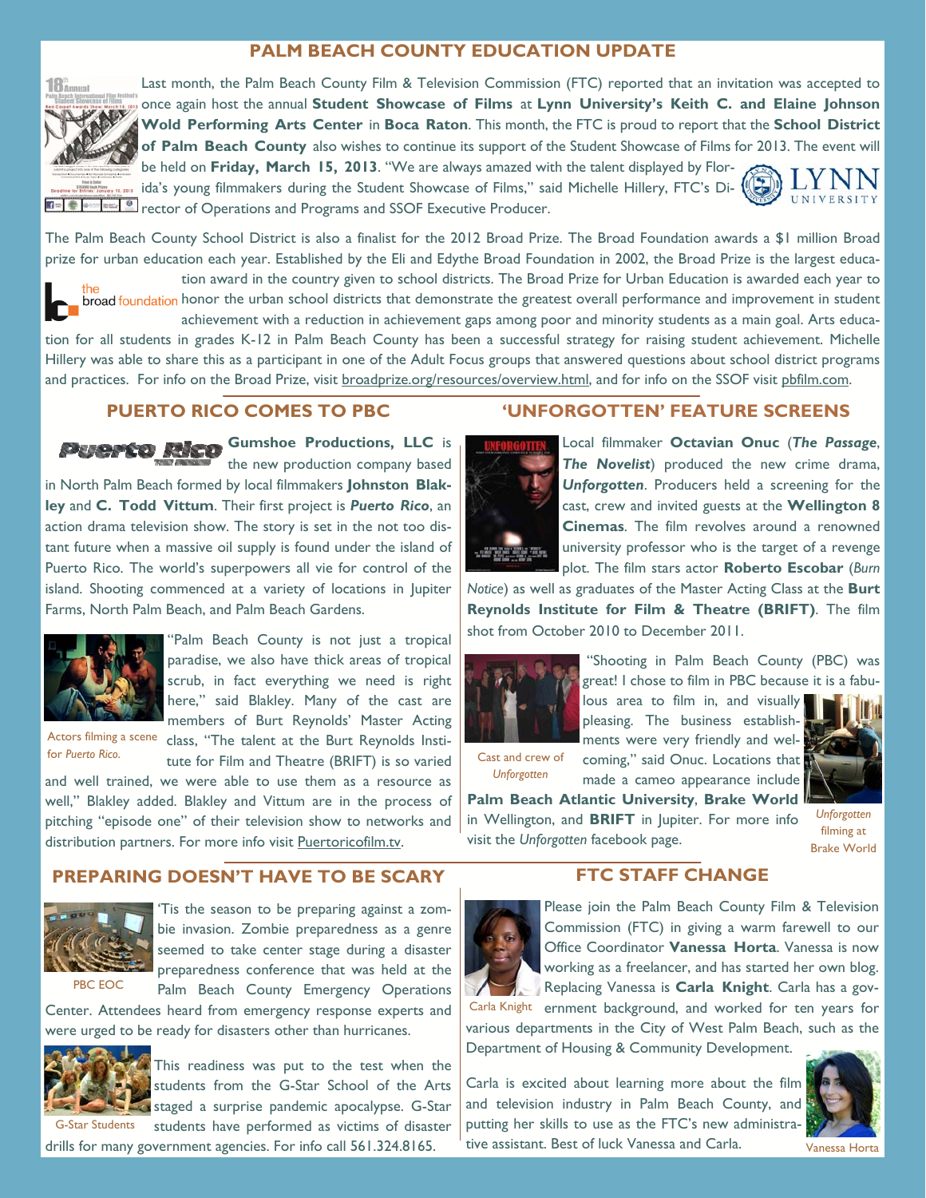## PALM BEACH COUNTY EDUCATION UPDATE

Last month, the Palm Beach County Film & Television Commission (FTC) reported that an invitation was accepted to once again host the annual **Student Showcase of Films** at **Lynn University's Keith C. and Elaine Johnson Wold Performing Arts Center** in **Boca Raton**. This month, the FTC is proud to report that the **School District of Palm Beach County** also wishes to continue its support of the Student Showcase of Films for 2013. The event will be held on **Friday, March 15, 2013**. "We are always amazed with the talent displayed by Florida's young filmmakers during the Student Showcase of Films," said Michelle Hillery, FTC's Director of Operations and Programs and SSOF Executive Producer.

The Palm Beach County School District is also a finalist for the 2012 Broad Prize. The Broad Foundation awards a $1 million Broad prize for urban education each year. Established by the Eli and Edythe Broad Foundation in 2002, the Broad Prize is the largest education award in the country given to school districts. The Broad Prize for Urban Education is awarded each year to honor the urban school districts that demonstrate the greatest overall performance and improvement in student achievement with a reduction in achievement gaps among poor and minority students as a main goal. Arts education for all students in grades K-12 in Palm Beach County has been a successful strategy for raising student achievement. Michelle Hillery was able to share this as a participant in one of the Adult Focus groups that answered questions about school district programs and practices. For info on the Broad Prize, visit broadprize.org/resources/overview.html, and for info on the SSOF visit pbfilm.com.

## PUERTO RICO COMES TO PBC

**Gumshoe Productions, LLC** is the new production company based in North Palm Beach formed by local filmmakers **Johnston Blakley** and **C. Todd Vittum**. Their first project is ***Puerto Rico***, an action drama television show. The story is set in the not too distant future when a massive oil supply is found under the island of Puerto Rico. The world's superpowers all vie for control of the island. Shooting commenced at a variety of locations in Jupiter Farms, North Palm Beach, and Palm Beach Gardens.

Actors filming a scene for *Puerto Rico*.

"Palm Beach County is not just a tropical paradise, we also have thick areas of tropical scrub, in fact everything we need is right here," said Blakley. Many of the cast are members of Burt Reynolds' Master Acting class, "The talent at the Burt Reynolds Institute for Film and Theatre (BRIFT) is so varied and well trained, we were able to use them as a resource as well," Blakley added. Blakley and Vittum are in the process of pitching "episode one" of their television show to networks and distribution partners. For more info visit Puertoricofilm.tv.

## 'UNFORGOTTEN' FEATURE SCREENS

Local filmmaker **Octavian Onuc** (***The Passage***, ***The Novelist***) produced the new crime drama, ***Unforgotten***. Producers held a screening for the cast, crew and invited guests at the **Wellington 8 Cinemas**. The film revolves around a renowned university professor who is the target of a revenge plot. The film stars actor **Roberto Escobar** (*Burn Notice*) as well as graduates of the Master Acting Class at the **Burt Reynolds Institute for Film & Theatre (BRIFT)**. The film shot from October 2010 to December 2011.

Cast and crew of *Unforgotten*

"Shooting in Palm Beach County (PBC) was great! I chose to film in PBC because it is a fabulous area to film in, and visually pleasing. The business establishments were very friendly and welcoming," said Onuc. Locations that made a cameo appearance include **Palm Beach Atlantic University**, **Brake World** in Wellington, and **BRIFT** in Jupiter. For more info visit the *Unforgotten* facebook page.

*Unforgotten* filming at Brake World

## PREPARING DOESN'T HAVE TO BE SCARY

PBC EOC

'Tis the season to be preparing against a zombie invasion. Zombie preparedness as a genre seemed to take center stage during a disaster preparedness conference that was held at the Palm Beach County Emergency Operations Center. Attendees heard from emergency response experts and were urged to be ready for disasters other than hurricanes.

G-Star Students

This readiness was put to the test when the students from the G-Star School of the Arts staged a surprise pandemic apocalypse. G-Star students have performed as victims of disaster drills for many government agencies. For info call 561.324.8165.

## FTC STAFF CHANGE

Please join the Palm Beach County Film & Television Commission (FTC) in giving a warm farewell to our Office Coordinator **Vanessa Horta**. Vanessa is now working as a freelancer, and has started her own blog. Replacing Vanessa is **Carla Knight**. Carla has a government background, and worked for ten years for various departments in the City of West Palm Beach, such as the Department of Housing & Community Development.

Carla Knight

Carla is excited about learning more about the film and television industry in Palm Beach County, and putting her skills to use as the FTC's new administrative assistant. Best of luck Vanessa and Carla.

Vanessa Horta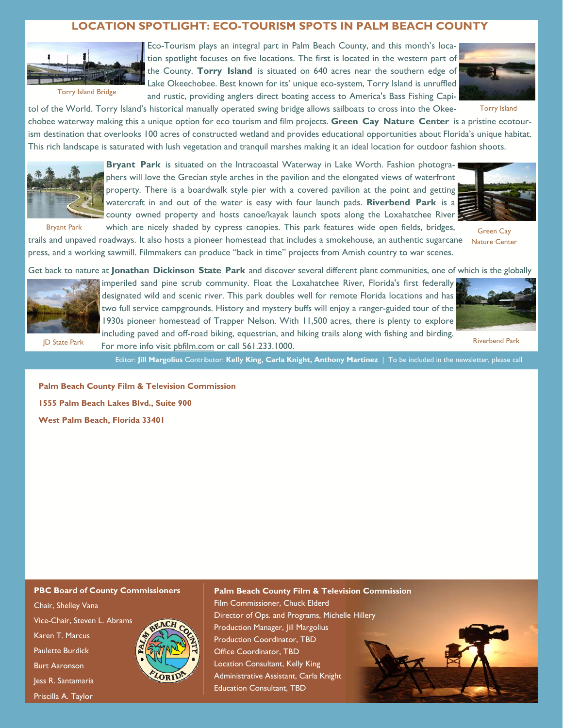## LOCATION SPOTLIGHT: ECO-TOURISM SPOTS IN PALM BEACH COUNTY

Torry Island Bridge

Torry Island

Eco-Tourism plays an integral part in Palm Beach County, and this month's location spotlight focuses on five locations. The first is located in the western part of the County. **Torry Island** is situated on 640 acres near the southern edge of Lake Okeechobee. Best known for its' unique eco-system, Torry Island is unruffled and rustic, providing anglers direct boating access to America's Bass Fishing Capitol of the World. Torry Island's historical manually operated swing bridge allows sailboats to cross into the Okeechobee waterway making this a unique option for eco tourism and film projects. **Green Cay Nature Center** is a pristine ecotourism destination that overlooks 100 acres of constructed wetland and provides educational opportunities about Florida's unique habitat. This rich landscape is saturated with lush vegetation and tranquil marshes making it an ideal location for outdoor fashion shoots.

Bryant Park

Green Cay Nature Center

**Bryant Park** is situated on the Intracoastal Waterway in Lake Worth. Fashion photographers will love the Grecian style arches in the pavilion and the elongated views of waterfront property. There is a boardwalk style pier with a covered pavilion at the point and getting watercraft in and out of the water is easy with four launch pads. **Riverbend Park** is a county owned property and hosts canoe/kayak launch spots along the Loxahatchee River which are nicely shaded by cypress canopies. This park features wide open fields, bridges, trails and unpaved roadways. It also hosts a pioneer homestead that includes a smokehouse, an authentic sugarcane press, and a working sawmill. Filmmakers can produce "back in time" projects from Amish country to war scenes.

JD State Park

Riverbend Park

Get back to nature at **Jonathan Dickinson State Park** and discover several different plant communities, one of which is the globally imperiled sand pine scrub community. Float the Loxahatchee River, Florida's first federally designated wild and scenic river. This park doubles well for remote Florida locations and has two full service campgrounds. History and mystery buffs will enjoy a ranger-guided tour of the 1930s pioneer homestead of Trapper Nelson. With 11,500 acres, there is plenty to explore including paved and off-road biking, equestrian, and hiking trails along with fishing and birding. For more info visit pbfilm.com or call 561.233.1000.

Editor: **Jill Margolius** Contributor: **Kelly King, Carla Knight, Anthony Martinez** | To be included in the newsletter, please call

**Palm Beach County Film & Television Commission**

**1555 Palm Beach Lakes Blvd., Suite 900**

**West Palm Beach, Florida 33401**

**PBC Board of County Commissioners**

Chair, Shelley Vana
Vice-Chair, Steven L. Abrams
Karen T. Marcus
Paulette Burdick
Burt Aaronson
Jess R. Santamaria
Priscilla A. Taylor

**Palm Beach County Film & Television Commission**

Film Commissioner, Chuck Elderd
Director of Ops. and Programs, Michelle Hillery
Production Manager, Jill Margolius
Production Coordinator, TBD
Office Coordinator, TBD
Location Consultant, Kelly King
Administrative Assistant, Carla Knight
Education Consultant, TBD